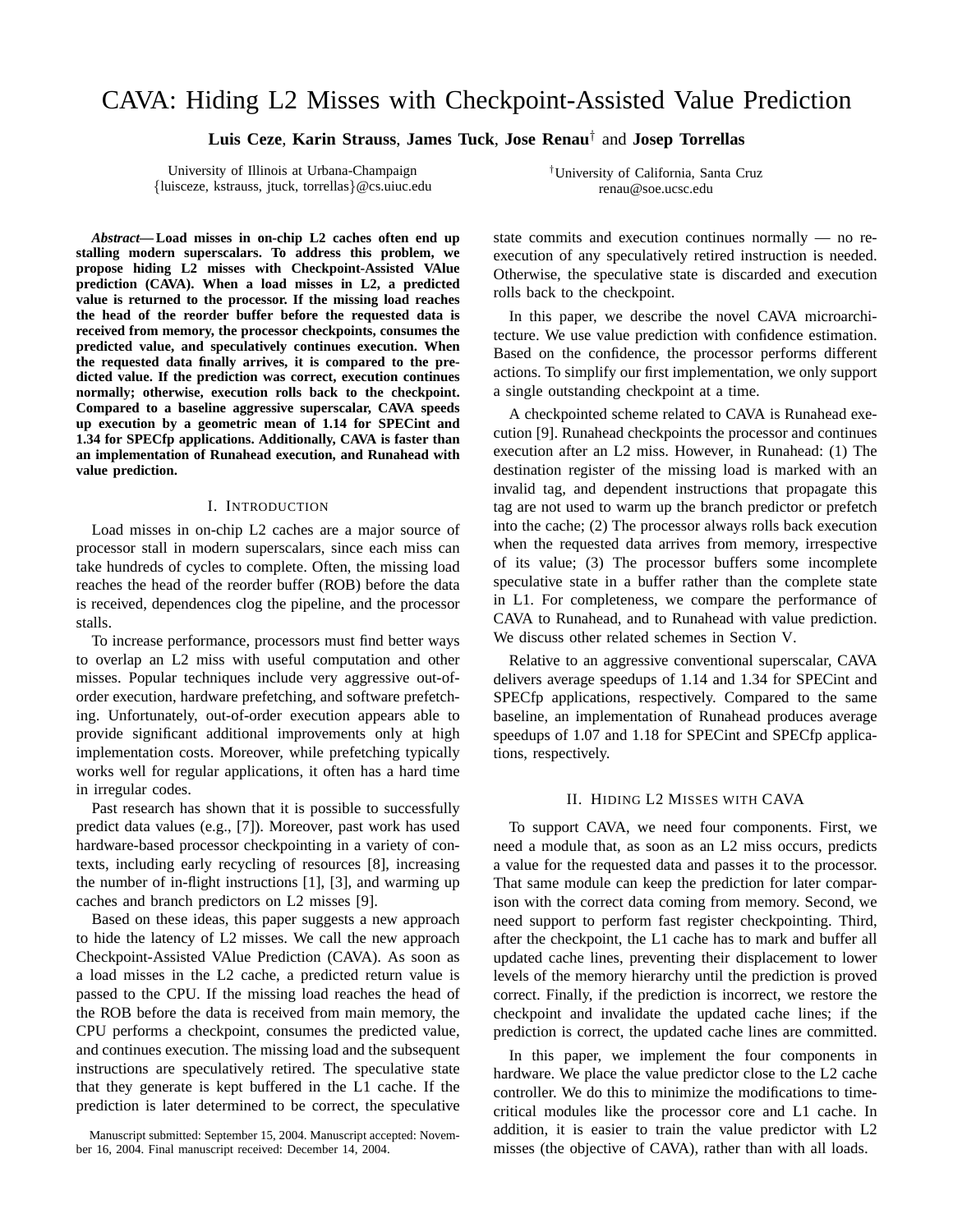# CAVA: Hiding L2 Misses with Checkpoint-Assisted Value Prediction

**Luis Ceze**, **Karin Strauss**, **James Tuck**, **Jose Renau**† and **Josep Torrellas**

University of Illinois at Urbana-Champaign
{luisceze, kstrauss, jtuck, torrellas}@cs.uiuc.edu

†University of California, Santa Cruz
renau@soe.ucsc.edu

***Abstract*— Load misses in on-chip L2 caches often end up stalling modern superscalars. To address this problem, we propose hiding L2 misses with Checkpoint-Assisted VAlue prediction (CAVA). When a load misses in L2, a predicted value is returned to the processor. If the missing load reaches the head of the reorder buffer before the requested data is received from memory, the processor checkpoints, consumes the predicted value, and speculatively continues execution. When the requested data finally arrives, it is compared to the predicted value. If the prediction was correct, execution continues normally; otherwise, execution rolls back to the checkpoint. Compared to a baseline aggressive superscalar, CAVA speeds up execution by a geometric mean of 1.14 for SPECint and 1.34 for SPECfp applications. Additionally, CAVA is faster than an implementation of Runahead execution, and Runahead with value prediction.**

## I. Introduction

Load misses in on-chip L2 caches are a major source of processor stall in modern superscalars, since each miss can take hundreds of cycles to complete. Often, the missing load reaches the head of the reorder buffer (ROB) before the data is received, dependences clog the pipeline, and the processor stalls.

To increase performance, processors must find better ways to overlap an L2 miss with useful computation and other misses. Popular techniques include very aggressive out-of-order execution, hardware prefetching, and software prefetching. Unfortunately, out-of-order execution appears able to provide significant additional improvements only at high implementation costs. Moreover, while prefetching typically works well for regular applications, it often has a hard time in irregular codes.

Past research has shown that it is possible to successfully predict data values (e.g., [7]). Moreover, past work has used hardware-based processor checkpointing in a variety of contexts, including early recycling of resources [8], increasing the number of in-flight instructions [1], [3], and warming up caches and branch predictors on L2 misses [9].

Based on these ideas, this paper suggests a new approach to hide the latency of L2 misses. We call the new approach Checkpoint-Assisted VAlue Prediction (CAVA). As soon as a load misses in the L2 cache, a predicted return value is passed to the CPU. If the missing load reaches the head of the ROB before the data is received from main memory, the CPU performs a checkpoint, consumes the predicted value, and continues execution. The missing load and the subsequent instructions are speculatively retired. The speculative state that they generate is kept buffered in the L1 cache. If the prediction is later determined to be correct, the speculative state commits and execution continues normally — no re-execution of any speculatively retired instruction is needed. Otherwise, the speculative state is discarded and execution rolls back to the checkpoint.

In this paper, we describe the novel CAVA microarchitecture. We use value prediction with confidence estimation. Based on the confidence, the processor performs different actions. To simplify our first implementation, we only support a single outstanding checkpoint at a time.

A checkpointed scheme related to CAVA is Runahead execution [9]. Runahead checkpoints the processor and continues execution after an L2 miss. However, in Runahead: (1) The destination register of the missing load is marked with an invalid tag, and dependent instructions that propagate this tag are not used to warm up the branch predictor or prefetch into the cache; (2) The processor always rolls back execution when the requested data arrives from memory, irrespective of its value; (3) The processor buffers some incomplete speculative state in a buffer rather than the complete state in L1. For completeness, we compare the performance of CAVA to Runahead, and to Runahead with value prediction. We discuss other related schemes in Section V.

Relative to an aggressive conventional superscalar, CAVA delivers average speedups of 1.14 and 1.34 for SPECint and SPECfp applications, respectively. Compared to the same baseline, an implementation of Runahead produces average speedups of 1.07 and 1.18 for SPECint and SPECfp applications, respectively.

## II. Hiding L2 Misses with CAVA

To support CAVA, we need four components. First, we need a module that, as soon as an L2 miss occurs, predicts a value for the requested data and passes it to the processor. That same module can keep the prediction for later comparison with the correct data coming from memory. Second, we need support to perform fast register checkpointing. Third, after the checkpoint, the L1 cache has to mark and buffer all updated cache lines, preventing their displacement to lower levels of the memory hierarchy until the prediction is proved correct. Finally, if the prediction is incorrect, we restore the checkpoint and invalidate the updated cache lines; if the prediction is correct, the updated cache lines are committed.

In this paper, we implement the four components in hardware. We place the value predictor close to the L2 cache controller. We do this to minimize the modifications to time-critical modules like the processor core and L1 cache. In addition, it is easier to train the value predictor with L2 misses (the objective of CAVA), rather than with all loads.

Manuscript submitted: September 15, 2004. Manuscript accepted: November 16, 2004. Final manuscript received: December 14, 2004.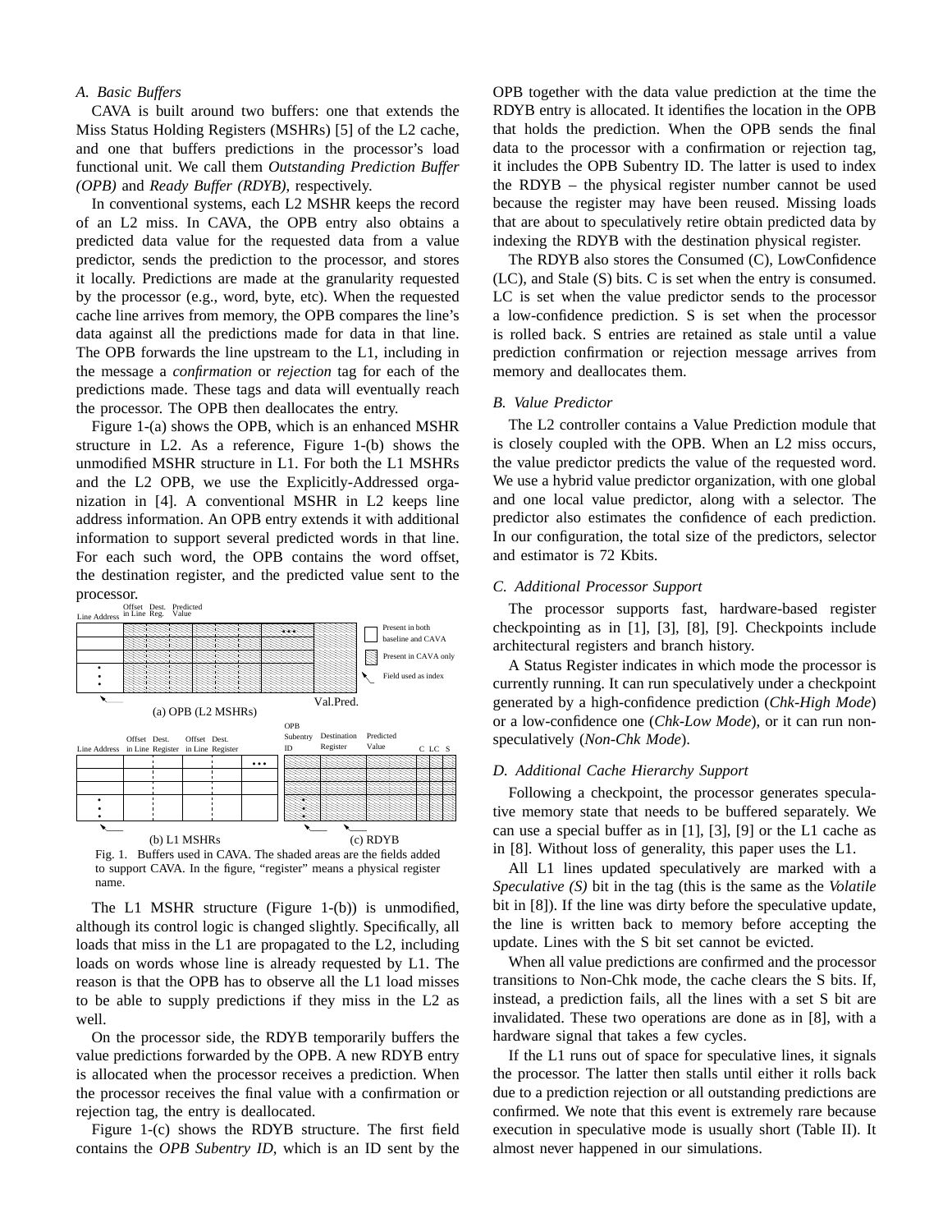### A. Basic Buffers

CAVA is built around two buffers: one that extends the Miss Status Holding Registers (MSHRs) [5] of the L2 cache, and one that buffers predictions in the processor's load functional unit. We call them *Outstanding Prediction Buffer (OPB)* and *Ready Buffer (RDYB)*, respectively.

In conventional systems, each L2 MSHR keeps the record of an L2 miss. In CAVA, the OPB entry also obtains a predicted data value for the requested data from a value predictor, sends the prediction to the processor, and stores it locally. Predictions are made at the granularity requested by the processor (e.g., word, byte, etc). When the requested cache line arrives from memory, the OPB compares the line's data against all the predictions made for data in that line. The OPB forwards the line upstream to the L1, including in the message a *confirmation* or *rejection* tag for each of the predictions made. These tags and data will eventually reach the processor. The OPB then deallocates the entry.

Figure 1-(a) shows the OPB, which is an enhanced MSHR structure in L2. As a reference, Figure 1-(b) shows the unmodified MSHR structure in L1. For both the L1 MSHRs and the L2 OPB, we use the Explicitly-Addressed organization in [4]. A conventional MSHR in L2 keeps line address information. An OPB entry extends it with additional information to support several predicted words in that line. For each such word, the OPB contains the word offset, the destination register, and the predicted value sent to the processor.

Line Address
Offset in Line
Dest. Reg.
Predicted Value
Val.Pred.
Present in both baseline and CAVA
Present in CAVA only
Field used as index
(a) OPB (L2 MSHRs)

Line Address
Offset in Line
Dest. Register
Offset in Line
Dest. Register
(b) L1 MSHRs

OPB Subentry ID
Destination Register
Predicted Value
C
LC
S
(c) RDYB

Fig. 1. Buffers used in CAVA. The shaded areas are the fields added to support CAVA. In the figure, "register" means a physical register name.

The L1 MSHR structure (Figure 1-(b)) is unmodified, although its control logic is changed slightly. Specifically, all loads that miss in the L1 are propagated to the L2, including loads on words whose line is already requested by L1. The reason is that the OPB has to observe all the L1 load misses to be able to supply predictions if they miss in the L2 as well.

On the processor side, the RDYB temporarily buffers the value predictions forwarded by the OPB. A new RDYB entry is allocated when the processor receives a prediction. When the processor receives the final value with a confirmation or rejection tag, the entry is deallocated.

Figure 1-(c) shows the RDYB structure. The first field contains the *OPB Subentry ID*, which is an ID sent by the OPB together with the data value prediction at the time the RDYB entry is allocated. It identifies the location in the OPB that holds the prediction. When the OPB sends the final data to the processor with a confirmation or rejection tag, it includes the OPB Subentry ID. The latter is used to index the RDYB – the physical register number cannot be used because the register may have been reused. Missing loads that are about to speculatively retire obtain predicted data by indexing the RDYB with the destination physical register.

The RDYB also stores the Consumed (C), LowConfidence (LC), and Stale (S) bits. C is set when the entry is consumed. LC is set when the value predictor sends to the processor a low-confidence prediction. S is set when the processor is rolled back. S entries are retained as stale until a value prediction confirmation or rejection message arrives from memory and deallocates them.

### B. Value Predictor

The L2 controller contains a Value Prediction module that is closely coupled with the OPB. When an L2 miss occurs, the value predictor predicts the value of the requested word. We use a hybrid value predictor organization, with one global and one local value predictor, along with a selector. The predictor also estimates the confidence of each prediction. In our configuration, the total size of the predictors, selector and estimator is 72 Kbits.

### C. Additional Processor Support

The processor supports fast, hardware-based register checkpointing as in [1], [3], [8], [9]. Checkpoints include architectural registers and branch history.

A Status Register indicates in which mode the processor is currently running. It can run speculatively under a checkpoint generated by a high-confidence prediction (*Chk-High Mode*) or a low-confidence one (*Chk-Low Mode*), or it can run non-speculatively (*Non-Chk Mode*).

### D. Additional Cache Hierarchy Support

Following a checkpoint, the processor generates speculative memory state that needs to be buffered separately. We can use a special buffer as in [1], [3], [9] or the L1 cache as in [8]. Without loss of generality, this paper uses the L1.

All L1 lines updated speculatively are marked with a *Speculative (S)* bit in the tag (this is the same as the *Volatile* bit in [8]). If the line was dirty before the speculative update, the line is written back to memory before accepting the update. Lines with the S bit set cannot be evicted.

When all value predictions are confirmed and the processor transitions to Non-Chk mode, the cache clears the S bits. If, instead, a prediction fails, all the lines with a set S bit are invalidated. These two operations are done as in [8], with a hardware signal that takes a few cycles.

If the L1 runs out of space for speculative lines, it signals the processor. The latter then stalls until either it rolls back due to a prediction rejection or all outstanding predictions are confirmed. We note that this event is extremely rare because execution in speculative mode is usually short (Table II). It almost never happened in our simulations.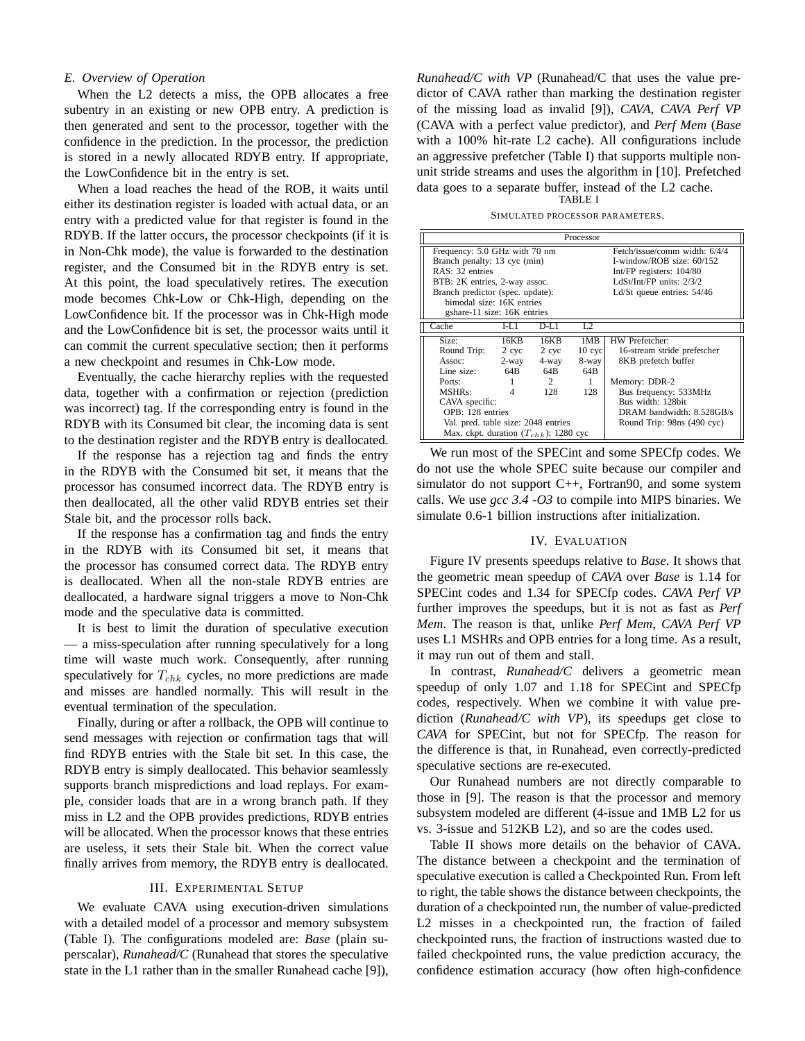### E. Overview of Operation

When the L2 detects a miss, the OPB allocates a free subentry in an existing or new OPB entry. A prediction is then generated and sent to the processor, together with the confidence in the prediction. In the processor, the prediction is stored in a newly allocated RDYB entry. If appropriate, the LowConfidence bit in the entry is set.

When a load reaches the head of the ROB, it waits until either its destination register is loaded with actual data, or an entry with a predicted value for that register is found in the RDYB. If the latter occurs, the processor checkpoints (if it is in Non-Chk mode), the value is forwarded to the destination register, and the Consumed bit in the RDYB entry is set. At this point, the load speculatively retires. The execution mode becomes Chk-Low or Chk-High, depending on the LowConfidence bit. If the processor was in Chk-High mode and the LowConfidence bit is set, the processor waits until it can commit the current speculative section; then it performs a new checkpoint and resumes in Chk-Low mode.

Eventually, the cache hierarchy replies with the requested data, together with a confirmation or rejection (prediction was incorrect) tag. If the corresponding entry is found in the RDYB with its Consumed bit clear, the incoming data is sent to the destination register and the RDYB entry is deallocated.

If the response has a rejection tag and finds the entry in the RDYB with the Consumed bit set, it means that the processor has consumed incorrect data. The RDYB entry is then deallocated, all the other valid RDYB entries set their Stale bit, and the processor rolls back.

If the response has a confirmation tag and finds the entry in the RDYB with its Consumed bit set, it means that the processor has consumed correct data. The RDYB entry is deallocated. When all the non-stale RDYB entries are deallocated, a hardware signal triggers a move to Non-Chk mode and the speculative data is committed.

It is best to limit the duration of speculative execution — a miss-speculation after running speculatively for a long time will waste much work. Consequently, after running speculatively for $T_{chk}$ cycles, no more predictions are made and misses are handled normally. This will result in the eventual termination of the speculation.

Finally, during or after a rollback, the OPB will continue to send messages with rejection or confirmation tags that will find RDYB entries with the Stale bit set. In this case, the RDYB entry is simply deallocated. This behavior seamlessly supports branch mispredictions and load replays. For example, consider loads that are in a wrong branch path. If they miss in L2 and the OPB provides predictions, RDYB entries will be allocated. When the processor knows that these entries are useless, it sets their Stale bit. When the correct value finally arrives from memory, the RDYB entry is deallocated.

## III. Experimental Setup

We evaluate CAVA using execution-driven simulations with a detailed model of a processor and memory subsystem (Table I). The configurations modeled are: *Base* (plain superscalar), *Runahead/C* (Runahead that stores the speculative state in the L1 rather than in the smaller Runahead cache [9]), *Runahead/C with VP* (Runahead/C that uses the value predictor of CAVA rather than marking the destination register of the missing load as invalid [9]), *CAVA*, *CAVA Perf VP* (CAVA with a perfect value predictor), and *Perf Mem* (*Base* with a 100% hit-rate L2 cache). All configurations include an aggressive prefetcher (Table I) that supports multiple non-unit stride streams and uses the algorithm in [10]. Prefetched data goes to a separate buffer, instead of the L2 cache.

TABLE I

Simulated processor parameters.

| Processor | | | | |
|---|---|---|---|---|
| Frequency: 5.0 GHz with 70 nm<br>Branch penalty: 13 cyc (min)<br>RAS: 32 entries<br>BTB: 2K entries, 2-way assoc.<br>Branch predictor (spec. update):<br>bimodal size: 16K entries<br>gshare-11 size: 16K entries | | | | Fetch/issue/comm width: 6/4/4<br>I-window/ROB size: 60/152<br>Int/FP registers: 104/80<br>LdSt/Int/FP units: 2/3/2<br>Ld/St queue entries: 54/46 |
| Cache | I-L1 | D-L1 | L2 | |
| Size: | 16KB | 16KB | 1MB | HW Prefetcher: |
| Round Trip: | 2 cyc | 2 cyc | 10 cyc | 16-stream stride prefetcher |
| Assoc: | 2-way | 4-way | 8-way | 8KB prefetch buffer |
| Line size: | 64B | 64B | 64B | |
| Ports: | 1 | 2 | 1 | Memory: DDR-2 |
| MSHRs: | 4 | 128 | 128 | Bus frequency: 533MHz |
| CAVA specific: | | | | Bus width: 128bit |
| OPB: 128 entries | | | | DRAM bandwidth: 8.528GB/s |
| Val. pred. table size: 2048 entries | | | | Round Trip: 98ns (490 cyc) |
| Max. ckpt. duration ($T_{chk}$): 1280 cyc | | | | |

We run most of the SPECint and some SPECfp codes. We do not use the whole SPEC suite because our compiler and simulator do not support C++, Fortran90, and some system calls. We use *gcc 3.4 -O3* to compile into MIPS binaries. We simulate 0.6-1 billion instructions after initialization.

## IV. Evaluation

Figure IV presents speedups relative to *Base*. It shows that the geometric mean speedup of *CAVA* over *Base* is 1.14 for SPECint codes and 1.34 for SPECfp codes. *CAVA Perf VP* further improves the speedups, but it is not as fast as *Perf Mem*. The reason is that, unlike *Perf Mem*, *CAVA Perf VP* uses L1 MSHRs and OPB entries for a long time. As a result, it may run out of them and stall.

In contrast, *Runahead/C* delivers a geometric mean speedup of only 1.07 and 1.18 for SPECint and SPECfp codes, respectively. When we combine it with value prediction (*Runahead/C with VP*), its speedups get close to *CAVA* for SPECint, but not for SPECfp. The reason for the difference is that, in Runahead, even correctly-predicted speculative sections are re-executed.

Our Runahead numbers are not directly comparable to those in [9]. The reason is that the processor and memory subsystem modeled are different (4-issue and 1MB L2 for us vs. 3-issue and 512KB L2), and so are the codes used.

Table II shows more details on the behavior of CAVA. The distance between a checkpoint and the termination of speculative execution is called a Checkpointed Run. From left to right, the table shows the distance between checkpoints, the duration of a checkpointed run, the number of value-predicted L2 misses in a checkpointed run, the fraction of failed checkpointed runs, the fraction of instructions wasted due to failed checkpointed runs, the value prediction accuracy, the confidence estimation accuracy (how often high-confidence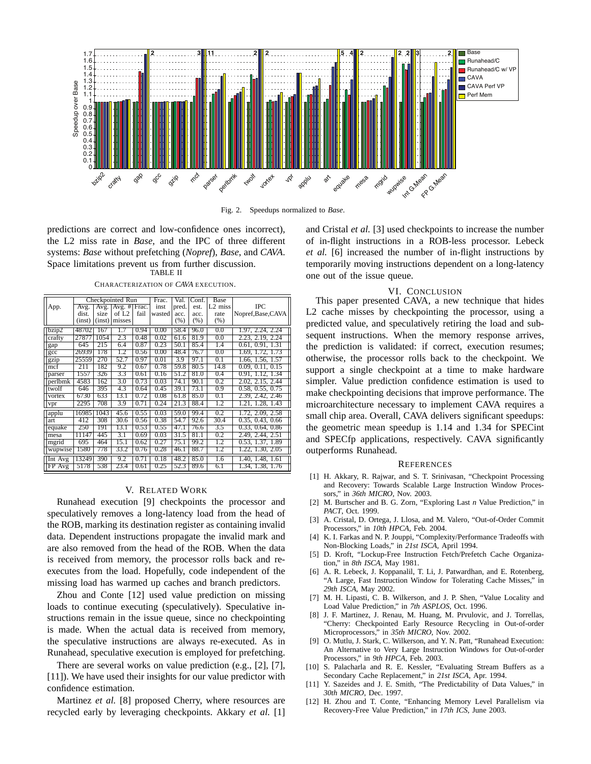1.7
1.6
1.5
1.4
1.3
1.2
1.1
1
0.9
0.8
0.7
0.6
0.5
0.4
0.3
0.2
0.1
0

Speedup over Base

2 3 11 2 2 5 4 2 2 2 3 2

Base
Runahead/C
Runahead/C w/ VP
CAVA
CAVA Perf VP
Perf Mem

bzip2 crafty gap gcc gzip mcf parser perlbmk twolf vortex vpr applu art equake mesa mgrid wupwise Int G.Mean FP G.Mean

Fig. 2. Speedups normalized to *Base*.

predictions are correct and low-confidence ones incorrect), the L2 miss rate in *Base*, and the IPC of three different systems: *Base* without prefetching (*Nopref*), *Base*, and *CAVA*. Space limitations prevent us from further discussion.

TABLE II

CHARACTERIZATION OF *CAVA* EXECUTION.

| App. | Checkpointed Run | | | | Frac. inst wasted | Val. pred. acc. (%) | Conf. est. acc. (%) | Base L2 miss rate (%) | IPC Nopref,Base,CAVA |
|---|---|---|---|---|---|---|---|---|---|
| | Avg. dist. (inst) | Avg. size (inst) | Avg. # of L2 misses | Frac. fail | | | | | |
| bzip2 | 48702 | 167 | 1.7 | 0.94 | 0.00 | 58.4 | 96.0 | 0.0 | 1.97, 2.24, 2.24 |
| crafty | 27877 | 1054 | 2.3 | 0.48 | 0.02 | 61.6 | 81.9 | 0.0 | 2.23, 2.19, 2.24 |
| gap | 645 | 215 | 6.4 | 0.87 | 0.23 | 50.1 | 85.4 | 1.4 | 0.61, 0.91, 1.31 |
| gcc | 26939 | 178 | 1.2 | 0.56 | 0.00 | 48.4 | 76.7 | 0.0 | 1.69, 1.72, 1.73 |
| gzip | 25559 | 270 | 52.7 | 0.97 | 0.01 | 3.9 | 97.1 | 0.1 | 1.66, 1.56, 1.57 |
| mcf | 211 | 182 | 9.2 | 0.67 | 0.78 | 59.8 | 80.5 | 14.8 | 0.09, 0.11, 0.15 |
| parser | 1557 | 326 | 3.3 | 0.61 | 0.16 | 51.2 | 81.0 | 0.4 | 0.91, 1.12, 1.34 |
| perlbmk | 4583 | 162 | 3.0 | 0.73 | 0.03 | 74.1 | 90.1 | 0.2 | 2.02, 2.15, 2.44 |
| twolf | 646 | 395 | 4.3 | 0.64 | 0.45 | 39.1 | 73.1 | 0.9 | 0.58, 0.55, 0.75 |
| vortex | 6730 | 633 | 13.1 | 0.72 | 0.08 | 61.8 | 85.0 | 0.1 | 2.39, 2.42, 2.46 |
| vpr | 2295 | 708 | 3.9 | 0.71 | 0.24 | 21.3 | 88.4 | 1.2 | 1.21, 1.28, 1.43 |
| applu | 16985 | 1043 | 45.6 | 0.55 | 0.03 | 59.0 | 99.4 | 0.2 | 1.72, 2.09, 2.58 |
| art | 412 | 308 | 30.6 | 0.56 | 0.38 | 54.7 | 92.6 | 30.4 | 0.35, 0.43, 0.66 |
| equake | 250 | 191 | 13.1 | 0.53 | 0.55 | 47.1 | 76.6 | 3.5 | 0.33, 0.64, 0.86 |
| mesa | 11147 | 445 | 3.1 | 0.69 | 0.03 | 31.5 | 81.1 | 0.2 | 2.49, 2.44, 2.51 |
| mgrid | 695 | 464 | 15.1 | 0.62 | 0.27 | 75.1 | 99.2 | 1.2 | 0.53, 1.37, 1.89 |
| wupwise | 1580 | 778 | 33.2 | 0.76 | 0.28 | 46.1 | 88.7 | 1.2 | 1.22, 1.30, 2.05 |
| Int Avg | 13249 | 390 | 9.2 | 0.71 | 0.18 | 48.2 | 85.0 | 1.6 | 1.40, 1.48, 1.61 |
| FP Avg | 5178 | 538 | 23.4 | 0.61 | 0.25 | 52.3 | 89.6 | 6.1 | 1.34, 1.38, 1.76 |

## V. RELATED WORK

Runahead execution [9] checkpoints the processor and speculatively removes a long-latency load from the head of the ROB, marking its destination register as containing invalid data. Dependent instructions propagate the invalid mark and are also removed from the head of the ROB. When the data is received from memory, the processor rolls back and re-executes from the load. Hopefully, code independent of the missing load has warmed up caches and branch predictors.

Zhou and Conte [12] used value prediction on missing loads to continue executing (speculatively). Speculative instructions remain in the issue queue, since no checkpointing is made. When the actual data is received from memory, the speculative instructions are always re-executed. As in Runahead, speculative execution is employed for prefetching.

There are several works on value prediction (e.g., [2], [7], [11]). We have used their insights for our value predictor with confidence estimation.

Martinez *et al.* [8] proposed Cherry, where resources are recycled early by leveraging checkpoints. Akkary *et al.* [1] and Cristal *et al.* [3] used checkpoints to increase the number of in-flight instructions in a ROB-less processor. Lebeck *et al.* [6] increased the number of in-flight instructions by temporarily moving instructions dependent on a long-latency one out of the issue queue.

## VI. CONCLUSION

This paper presented CAVA, a new technique that hides L2 cache misses by checkpointing the processor, using a predicted value, and speculatively retiring the load and subsequent instructions. When the memory response arrives, the prediction is validated: if correct, execution resumes; otherwise, the processor rolls back to the checkpoint. We support a single checkpoint at a time to make hardware simpler. Value prediction confidence estimation is used to make checkpointing decisions that improve performance. The microarchitecture necessary to implement CAVA requires a small chip area. Overall, CAVA delivers significant speedups: the geometric mean speedup is 1.14 and 1.34 for SPECint and SPECfp applications, respectively. CAVA significantly outperforms Runahead.

## REFERENCES

[1] H. Akkary, R. Rajwar, and S. T. Srinivasan, "Checkpoint Processing and Recovery: Towards Scalable Large Instruction Window Processors," in *36th MICRO*, Nov. 2003.

[2] M. Burtscher and B. G. Zorn, "Exploring Last *n* Value Prediction," in *PACT*, Oct. 1999.

[3] A. Cristal, D. Ortega, J. Llosa, and M. Valero, "Out-of-Order Commit Processors," in *10th HPCA*, Feb. 2004.

[4] K. I. Farkas and N. P. Jouppi, "Complexity/Performance Tradeoffs with Non-Blocking Loads," in *21st ISCA*, April 1994.

[5] D. Kroft, "Lockup-Free Instruction Fetch/Prefetch Cache Organization," in *8th ISCA*, May 1981.

[6] A. R. Lebeck, J. Koppanalil, T. Li, J. Patwardhan, and E. Rotenberg, "A Large, Fast Instruction Window for Tolerating Cache Misses," in *29th ISCA*, May 2002.

[7] M. H. Lipasti, C. B. Wilkerson, and J. P. Shen, "Value Locality and Load Value Prediction," in *7th ASPLOS*, Oct. 1996.

[8] J. F. Martinez, J. Renau, M. Huang, M. Prvulovic, and J. Torrellas, "Cherry: Checkpointed Early Resource Recycling in Out-of-order Microprocessors," in *35th MICRO*, Nov. 2002.

[9] O. Mutlu, J. Stark, C. Wilkerson, and Y. N. Patt, "Runahead Execution: An Alternative to Very Large Instruction Windows for Out-of-order Processors," in *9th HPCA*, Feb. 2003.

[10] S. Palacharla and R. E. Kessler, "Evaluating Stream Buffers as a Secondary Cache Replacement," in *21st ISCA*, Apr. 1994.

[11] Y. Sazeides and J. E. Smith, "The Predictability of Data Values," in *30th MICRO*, Dec. 1997.

[12] H. Zhou and T. Conte, "Enhancing Memory Level Parallelism via Recovery-Free Value Prediction," in *17th ICS*, June 2003.